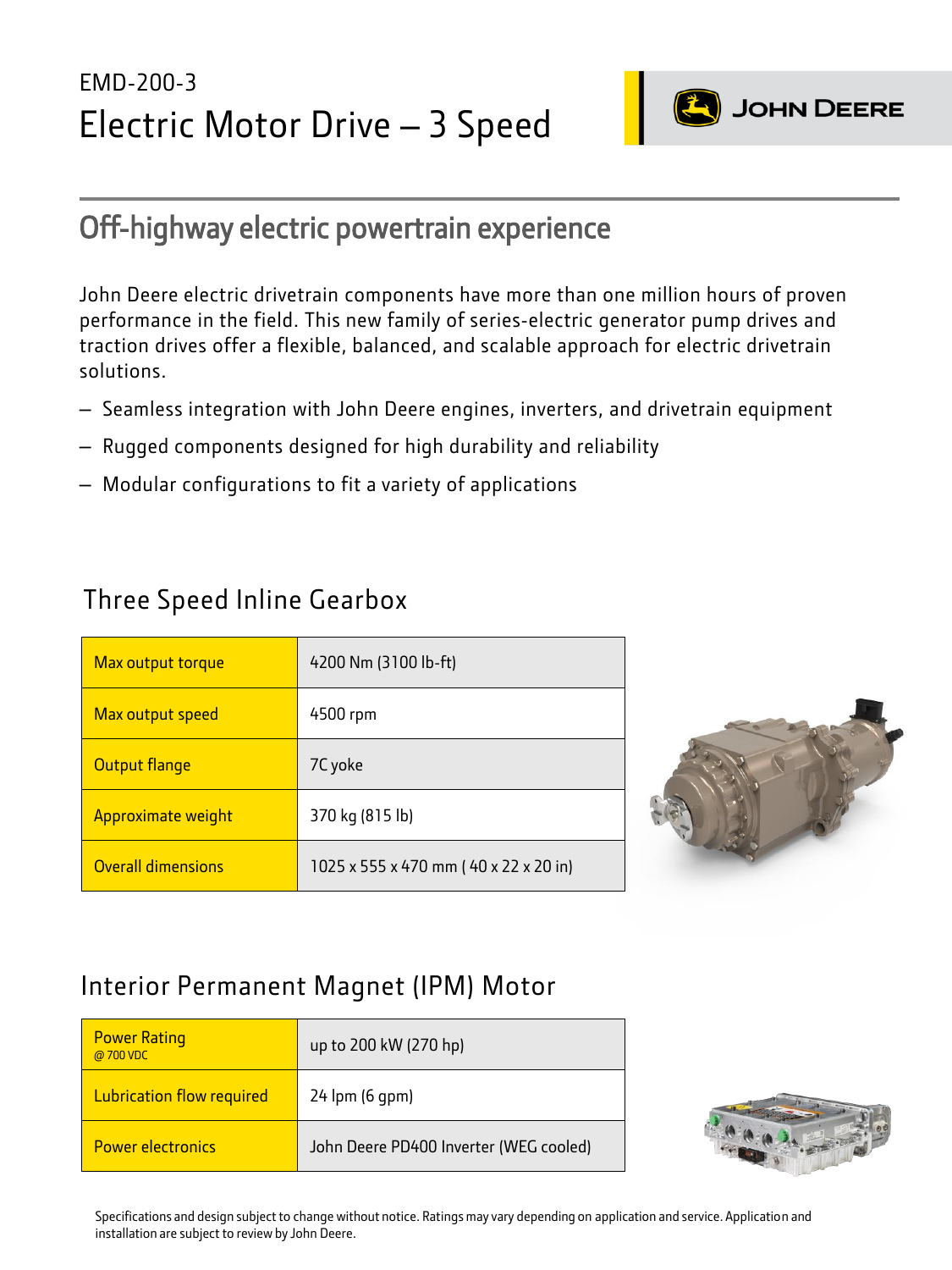EMD-200-3

# Electric Motor Drive – 3 Speed

JOHN DEERE

## Off-highway electric powertrain experience

John Deere electric drivetrain components have more than one million hours of proven performance in the field. This new family of series-electric generator pump drives and traction drives offer a flexible, balanced, and scalable approach for electric drivetrain solutions.

- Seamless integration with John Deere engines, inverters, and drivetrain equipment
- Rugged components designed for high durability and reliability
- Modular configurations to fit a variety of applications

## Three Speed Inline Gearbox

| | |
|---|---|
| Max output torque | 4200 Nm (3100 lb-ft) |
| Max output speed | 4500 rpm |
| Output flange | 7C yoke |
| Approximate weight | 370 kg (815 lb) |
| Overall dimensions | 1025 x 555 x 470 mm ( 40 x 22 x 20 in) |

## Interior Permanent Magnet (IPM) Motor

| | |
|---|---|
| Power Rating @ 700 VDC | up to 200 kW (270 hp) |
| Lubrication flow required | 24 lpm (6 gpm) |
| Power electronics | John Deere PD400 Inverter (WEG cooled) |

Specifications and design subject to change without notice. Ratings may vary depending on application and service. Application and installation are subject to review by John Deere.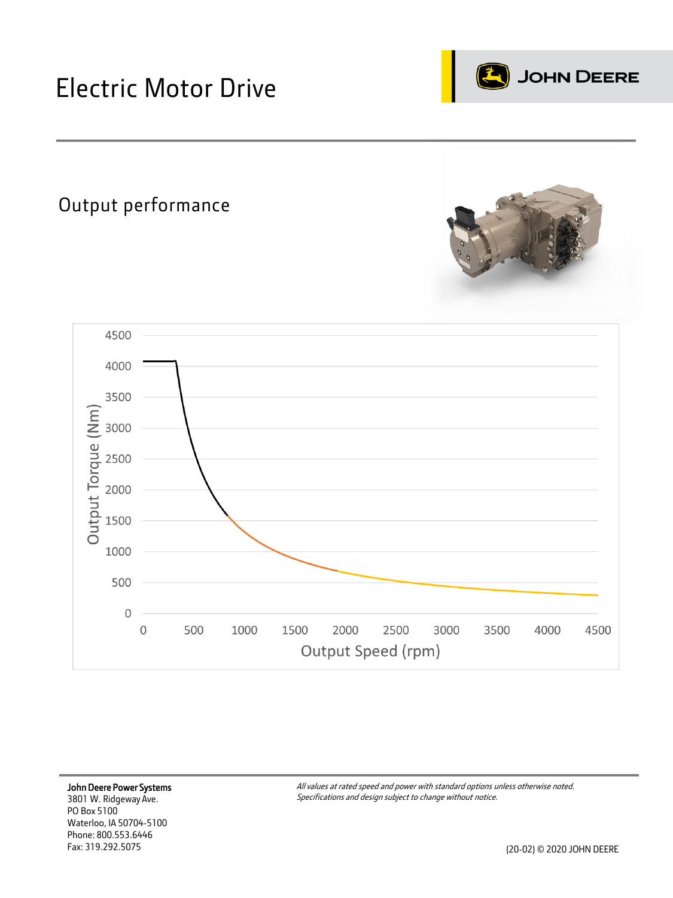# Electric Motor Drive

JOHN DEERE

## Output performance

4500
4000
3500
3000
2500
2000
1500
1000
500
0

Output Torque (Nm)

0 500 1000 1500 2000 2500 3000 3500 4000 4500

Output Speed (rpm)

**John Deere Power Systems**
3801 W. Ridgeway Ave.
PO Box 5100
Waterloo, IA 50704-5100
Phone: 800.553.6446
Fax: 319.292.5075

*All values at rated speed and power with standard options unless otherwise noted.*
*Specifications and design subject to change without notice.*

(20-02) © 2020 JOHN DEERE